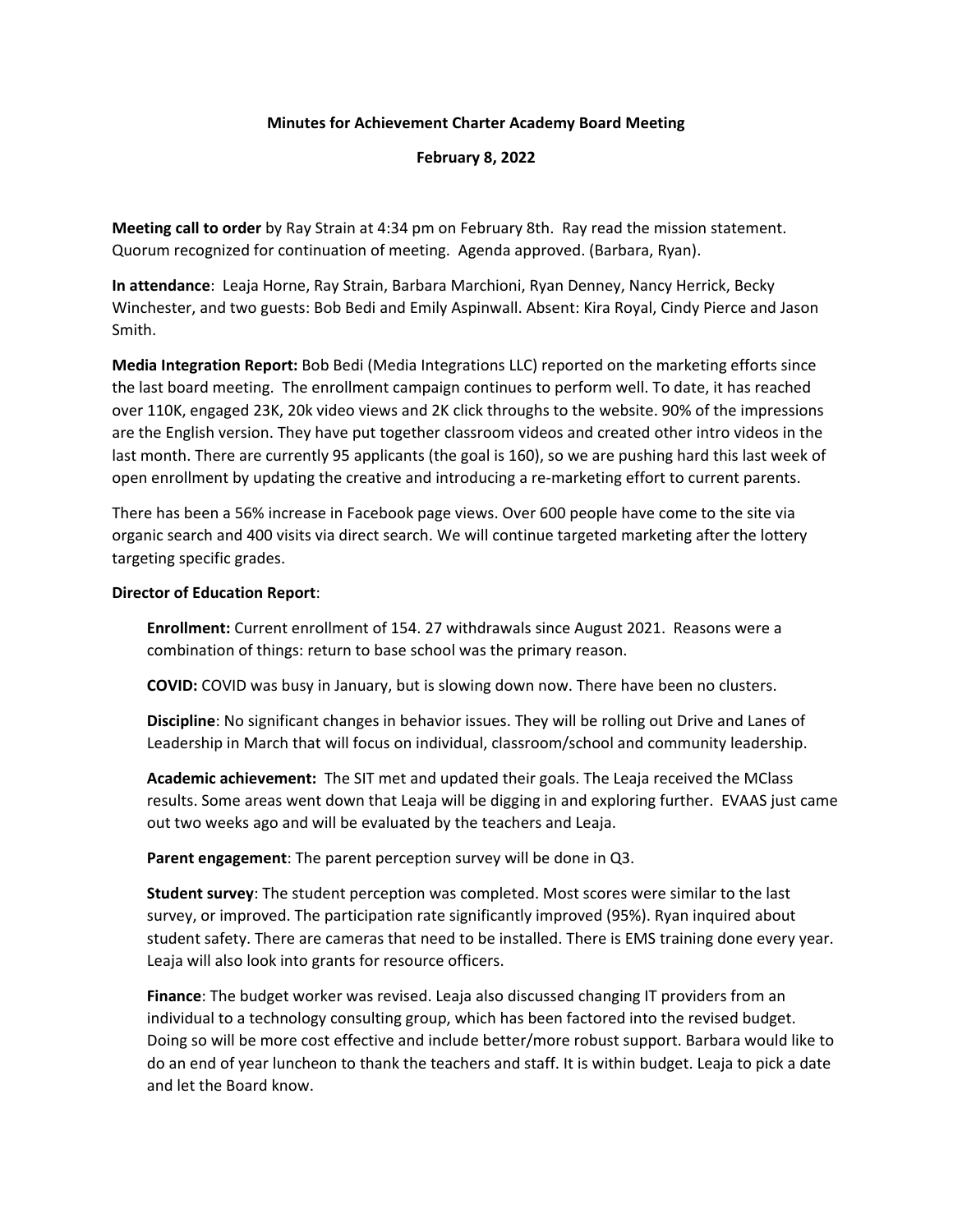**Minutes for Achievement Charter Academy Board Meeting**

**February 8, 2022**

**Meeting call to order** by Ray Strain at 4:34 pm on February 8th. Ray read the mission statement. Quorum recognized for continuation of meeting. Agenda approved. (Barbara, Ryan).

**In attendance**: Leaja Horne, Ray Strain, Barbara Marchioni, Ryan Denney, Nancy Herrick, Becky Winchester, and two guests: Bob Bedi and Emily Aspinwall. Absent: Kira Royal, Cindy Pierce and Jason Smith.

**Media Integration Report:** Bob Bedi (Media Integrations LLC) reported on the marketing efforts since the last board meeting. The enrollment campaign continues to perform well. To date, it has reached over 110K, engaged 23K, 20k video views and 2K click throughs to the website. 90% of the impressions are the English version. They have put together classroom videos and created other intro videos in the last month. There are currently 95 applicants (the goal is 160), so we are pushing hard this last week of open enrollment by updating the creative and introducing a re-marketing effort to current parents.

There has been a 56% increase in Facebook page views. Over 600 people have come to the site via organic search and 400 visits via direct search. We will continue targeted marketing after the lottery targeting specific grades.

**Director of Education Report**:

**Enrollment:** Current enrollment of 154. 27 withdrawals since August 2021. Reasons were a combination of things: return to base school was the primary reason.

**COVID:** COVID was busy in January, but is slowing down now. There have been no clusters.

**Discipline**: No significant changes in behavior issues. They will be rolling out Drive and Lanes of Leadership in March that will focus on individual, classroom/school and community leadership.

**Academic achievement:** The SIT met and updated their goals. The Leaja received the MClass results. Some areas went down that Leaja will be digging in and exploring further. EVAAS just came out two weeks ago and will be evaluated by the teachers and Leaja.

**Parent engagement**: The parent perception survey will be done in Q3.

**Student survey**: The student perception was completed. Most scores were similar to the last survey, or improved. The participation rate significantly improved (95%). Ryan inquired about student safety. There are cameras that need to be installed. There is EMS training done every year. Leaja will also look into grants for resource officers.

**Finance**: The budget worker was revised. Leaja also discussed changing IT providers from an individual to a technology consulting group, which has been factored into the revised budget. Doing so will be more cost effective and include better/more robust support. Barbara would like to do an end of year luncheon to thank the teachers and staff. It is within budget. Leaja to pick a date and let the Board know.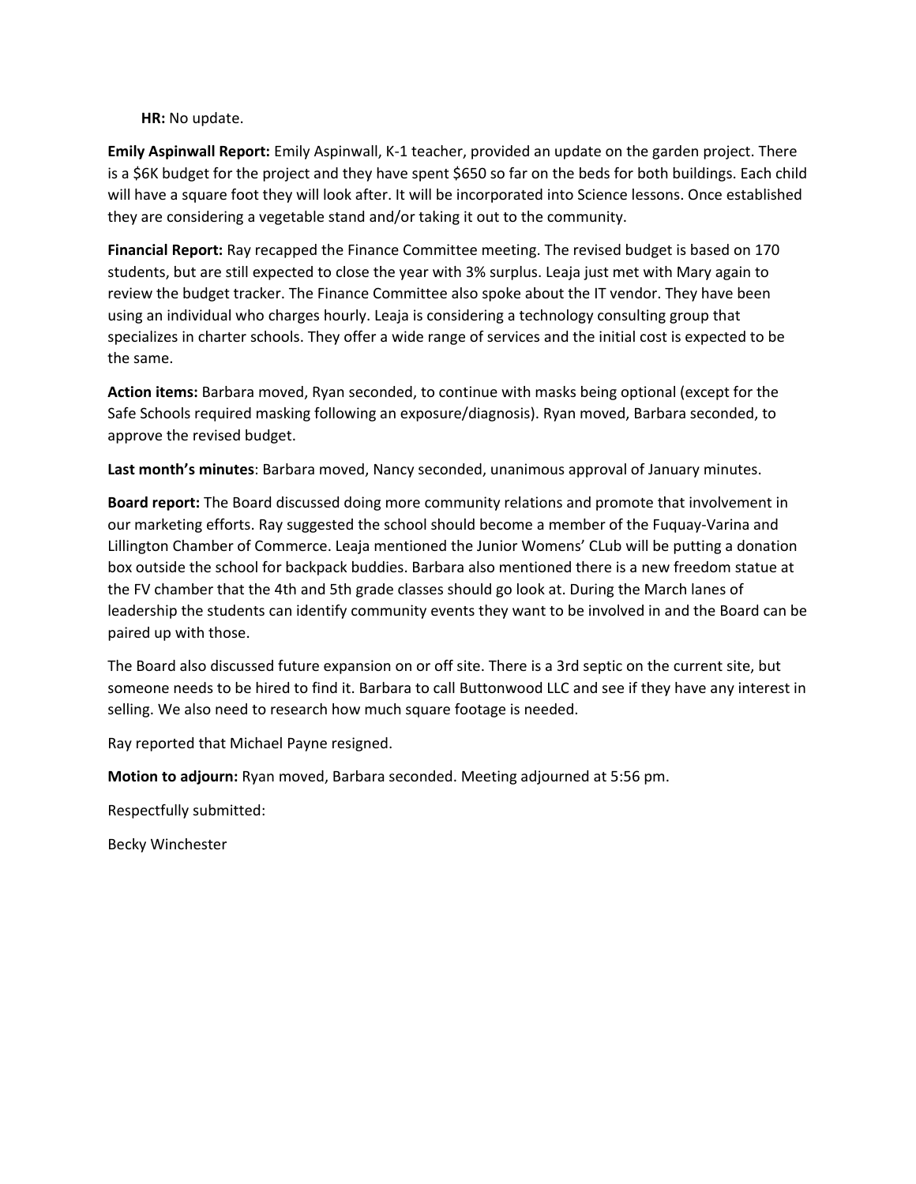**HR:** No update.

**Emily Aspinwall Report:** Emily Aspinwall, K-1 teacher, provided an update on the garden project. There is a $6K budget for the project and they have spent $650 so far on the beds for both buildings. Each child will have a square foot they will look after. It will be incorporated into Science lessons. Once established they are considering a vegetable stand and/or taking it out to the community.

**Financial Report:** Ray recapped the Finance Committee meeting. The revised budget is based on 170 students, but are still expected to close the year with 3% surplus. Leaja just met with Mary again to review the budget tracker. The Finance Committee also spoke about the IT vendor. They have been using an individual who charges hourly. Leaja is considering a technology consulting group that specializes in charter schools. They offer a wide range of services and the initial cost is expected to be the same.

**Action items:** Barbara moved, Ryan seconded, to continue with masks being optional (except for the Safe Schools required masking following an exposure/diagnosis). Ryan moved, Barbara seconded, to approve the revised budget.

**Last month's minutes**: Barbara moved, Nancy seconded, unanimous approval of January minutes.

**Board report:** The Board discussed doing more community relations and promote that involvement in our marketing efforts. Ray suggested the school should become a member of the Fuquay-Varina and Lillington Chamber of Commerce. Leaja mentioned the Junior Womens' CLub will be putting a donation box outside the school for backpack buddies. Barbara also mentioned there is a new freedom statue at the FV chamber that the 4th and 5th grade classes should go look at. During the March lanes of leadership the students can identify community events they want to be involved in and the Board can be paired up with those.

The Board also discussed future expansion on or off site. There is a 3rd septic on the current site, but someone needs to be hired to find it. Barbara to call Buttonwood LLC and see if they have any interest in selling. We also need to research how much square footage is needed.

Ray reported that Michael Payne resigned.

**Motion to adjourn:** Ryan moved, Barbara seconded. Meeting adjourned at 5:56 pm.

Respectfully submitted:

Becky Winchester